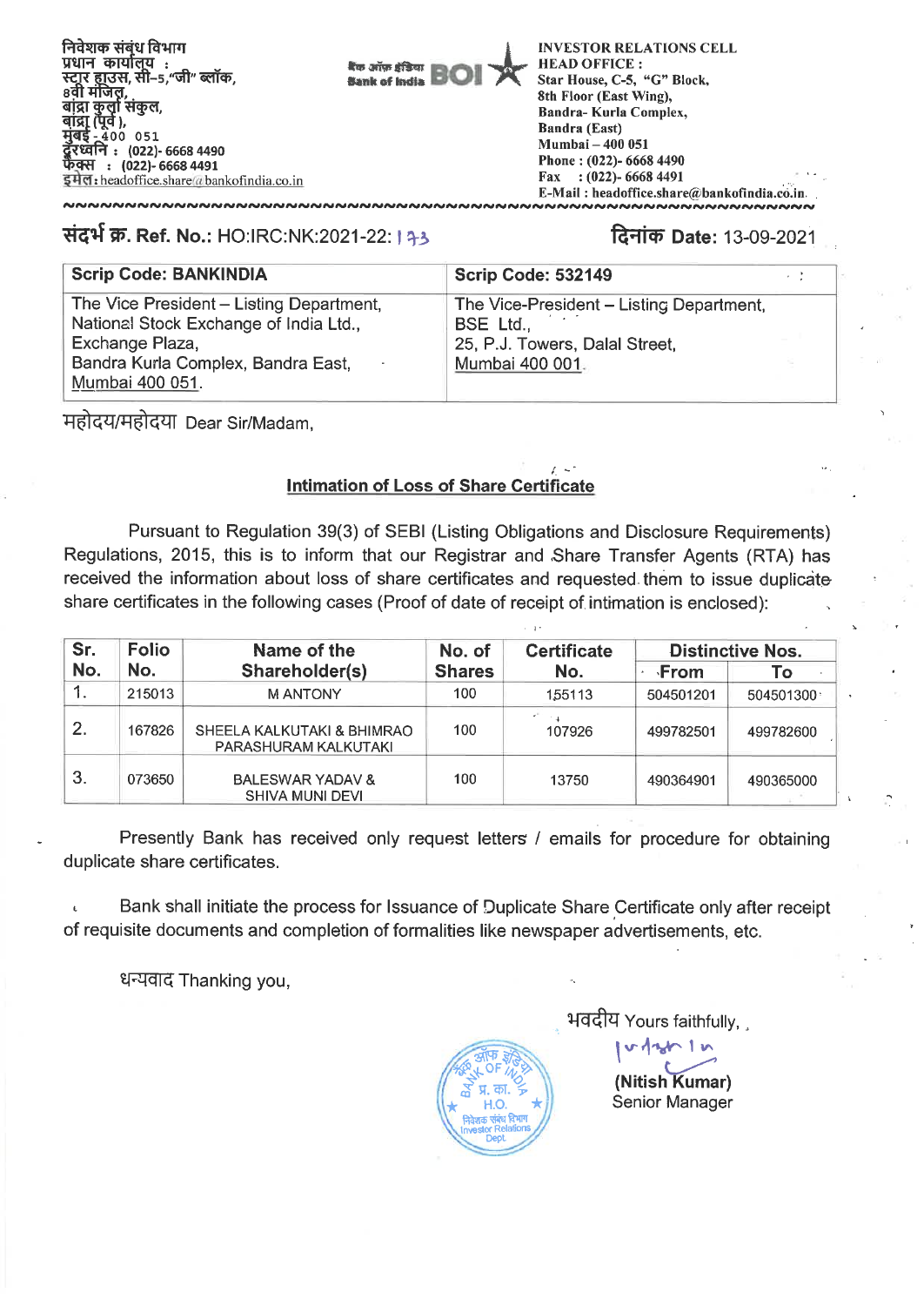निवेशक संबंध विभाग
प्रधान कार्यालय :
स्टार हाउस, सी–5,"जी" ब्लॉक,
8वी मंजिल,
बांद्रा कुर्ला संकुल,
बांद्रा (पूर्व ),
मुंबई - 400 051
दूरध्वनि : (022)- 6668 4490
फैक्स : (022)- 6668 4491
इमेल: headoffice.share@bankofindia.co.in

बैंक ऑफ़ इंडिया Bank of India BOI

INVESTOR RELATIONS CELL
HEAD OFFICE :
Star House, C-5, "G" Block,
8th Floor (East Wing),
Bandra- Kurla Complex,
Bandra (East)
Mumbai – 400 051
Phone : (022)- 6668 4490
Fax : (022)- 6668 4491
E-Mail : headoffice.share@bankofindia.co.in

**संदर्भ क्र. Ref. No.:** HO:IRC:NK:2021-22: 173

**दिनांक Date:** 13-09-2021

| Scrip Code: BANKINDIA | Scrip Code: 532149 |
|---|---|
| The Vice President – Listing Department, National Stock Exchange of India Ltd., Exchange Plaza, Bandra Kurla Complex, Bandra East, Mumbai 400 051. | The Vice-President – Listing Department, BSE Ltd., 25, P.J. Towers, Dalal Street, Mumbai 400 001. |

महोदय/महोदया Dear Sir/Madam,

**Intimation of Loss of Share Certificate**

Pursuant to Regulation 39(3) of SEBI (Listing Obligations and Disclosure Requirements) Regulations, 2015, this is to inform that our Registrar and Share Transfer Agents (RTA) has received the information about loss of share certificates and requested them to issue duplicate share certificates in the following cases (Proof of date of receipt of intimation is enclosed):

| Sr. No. | Folio No. | Name of the Shareholder(s) | No. of Shares | Certificate No. | Distinctive Nos. | |
|---|---|---|---|---|---|---|
| | | | | | From | To |
| 1. | 215013 | M ANTONY | 100 | 155113 | 504501201 | 504501300 |
| 2. | 167826 | SHEELA KALKUTAKI & BHIMRAO PARASHURAM KALKUTAKI | 100 | 107926 | 499782501 | 499782600 |
| 3. | 073650 | BALESWAR YADAV & SHIVA MUNI DEVI | 100 | 13750 | 490364901 | 490365000 |

Presently Bank has received only request letters / emails for procedure for obtaining duplicate share certificates.

Bank shall initiate the process for Issuance of Duplicate Share Certificate only after receipt of requisite documents and completion of formalities like newspaper advertisements, etc.

धन्यवाद Thanking you,

भवदीय Yours faithfully,

**(Nitish Kumar)**
Senior Manager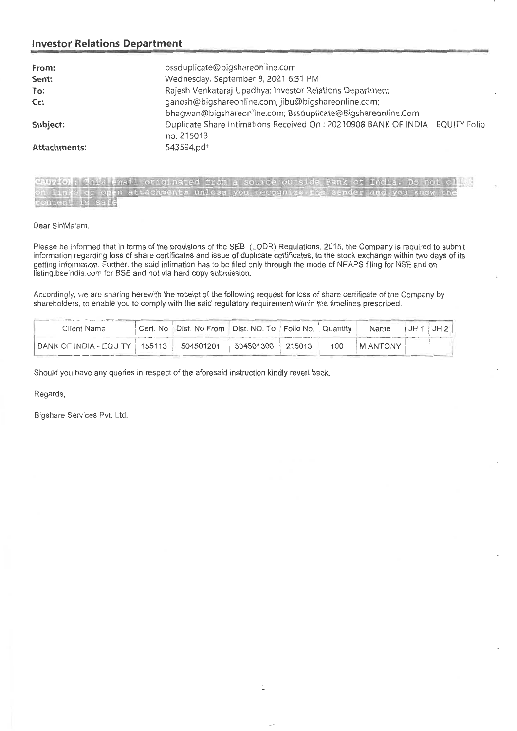## Investor Relations Department

| | |
|---|---|
| **From:** | bssduplicate@bigshareonline.com |
| **Sent:** | Wednesday, September 8, 2021 6:31 PM |
| **To:** | Rajesh Venkataraj Upadhya; Investor Relations Department |
| **Cc:** | ganesh@bigshareonline.com; jibu@bigshareonline.com; bhagwan@bigshareonline.com; Bssduplicate@Bigshareonline.Com |
| **Subject:** | Duplicate Share Intimations Received On : 20210908 BANK OF INDIA - EQUITY Folio no: 215013 |
| **Attachments:** | 543594.pdf |

CAUTION: This email originated from a source outside Bank of India. Do not click on links or open attachments unless you recognize the sender and you know the content is safe

Dear Sir/Ma'am,

Please be informed that in terms of the provisions of the SEBI (LODR) Regulations, 2015, the Company is required to submit information regarding loss of share certificates and issue of duplicate certificates, to the stock exchange within two days of its getting information. Further, the said intimation has to be filed only through the mode of NEAPS filing for NSE and on listing.bseindia.com for BSE and not via hard copy submission.

Accordingly, we are sharing herewith the receipt of the following request for loss of share certificate of the Company by shareholders, to enable you to comply with the said regulatory requirement within the timelines prescribed.

| Client Name | Cert. No | Dist. No From | Dist. NO. To | Folio No. | Quantity | Name | JH 1 | JH 2 |
|---|---|---|---|---|---|---|---|---|
| BANK OF INDIA - EQUITY | 155113 | 504501201 | 504501300 | 215013 | 100 | M ANTONY | | |

Should you have any queries in respect of the aforesaid instruction kindly revert back.

Regards,

Bigshare Services Pvt. Ltd.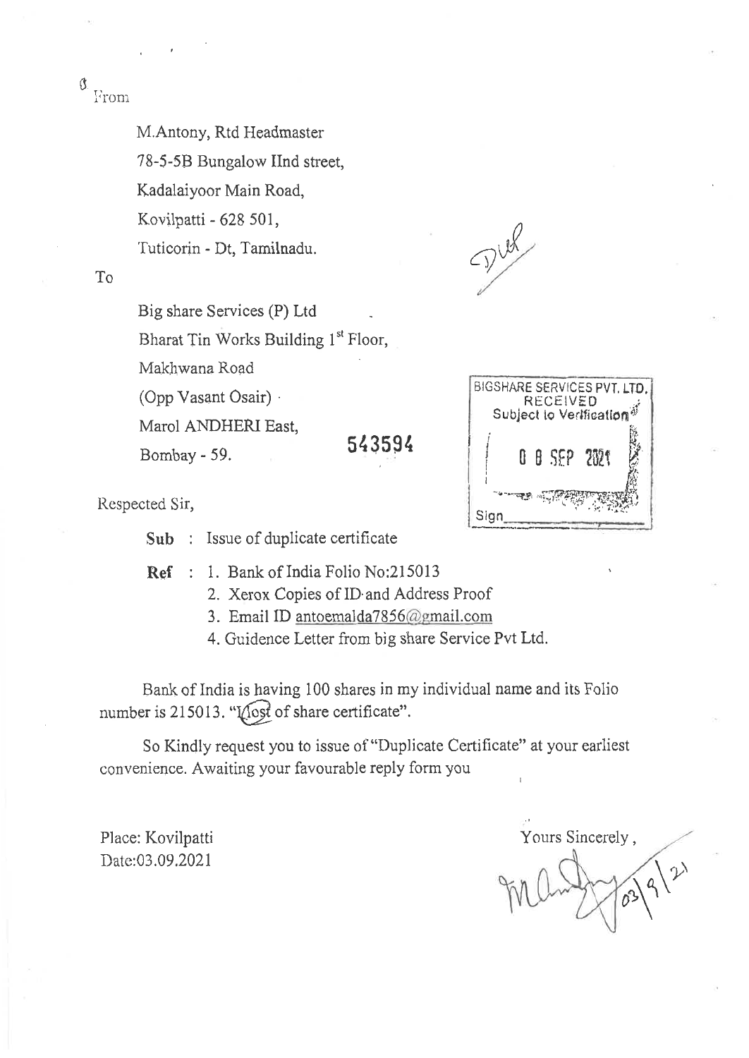From

M.Antony, Rtd Headmaster
78-5-5B Bungalow IInd street,
Kadalaiyoor Main Road,
Kovilpatti - 628 501,
Tuticorin - Dt, Tamilnadu.

To

Big share Services (P) Ltd
Bharat Tin Works Building 1st Floor,
Makhwana Road
(Opp Vasant Osair)
Marol ANDHERI East,
Bombay - 59.

543594

BIGSHARE SERVICES PVT. LTD.
RECEIVED
Subject to Verification
08 SEP 2021
Sign

Respected Sir,

**Sub** : Issue of duplicate certificate

**Ref** : 1. Bank of India Folio No:215013
2. Xerox Copies of ID and Address Proof
3. Email ID antoemalda7856@gmail.com
4. Guidence Letter from big share Service Pvt Ltd.

Bank of India is having 100 shares in my individual name and its Folio number is 215013. "I lost of share certificate".

So Kindly request you to issue of "Duplicate Certificate" at your earliest convenience. Awaiting your favourable reply form you

Place: Kovilpatti
Date:03.09.2021

Yours Sincerely,

03/9/21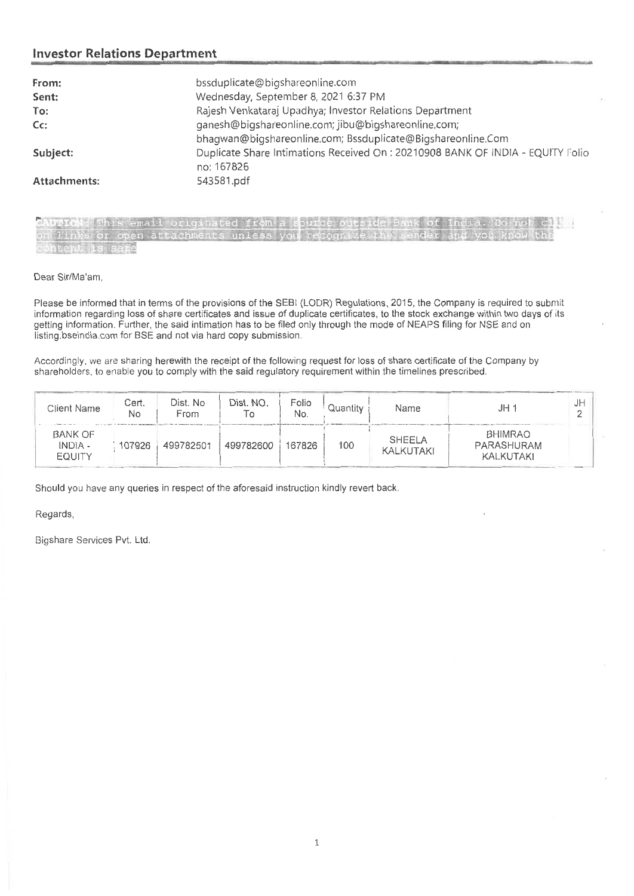## Investor Relations Department

| | |
|---|---|
| **From:** | bssduplicate@bigshareonline.com |
| **Sent:** | Wednesday, September 8, 2021 6:37 PM |
| **To:** | Rajesh Venkataraj Upadhya; Investor Relations Department |
| **Cc:** | ganesh@bigshareonline.com; jibu@bigshareonline.com; bhagwan@bigshareonline.com; Bssduplicate@Bigshareonline.Com |
| **Subject:** | Duplicate Share Intimations Received On : 20210908 BANK OF INDIA - EQUITY Folio no: 167826 |
| **Attachments:** | 543581.pdf |

CAUTION: This email originated from a source outside Bank of India. Do not click on links or open attachments unless you recognize the sender and you know the content is safe

Dear Sir/Ma'am,

Please be informed that in terms of the provisions of the SEBI (LODR) Regulations, 2015, the Company is required to submit information regarding loss of share certificates and issue of duplicate certificates, to the stock exchange within two days of its getting information. Further, the said intimation has to be filed only through the mode of NEAPS filing for NSE and on listing.bseindia.com for BSE and not via hard copy submission.

Accordingly, we are sharing herewith the receipt of the following request for loss of share certificate of the Company by shareholders, to enable you to comply with the said regulatory requirement within the timelines prescribed.

| Client Name | Cert. No | Dist. No From | Dist. NO. To | Folio No. | Quantity | Name | JH 1 | JH 2 |
|---|---|---|---|---|---|---|---|---|
| BANK OF INDIA - EQUITY | 107926 | 499782501 | 499782600 | 167826 | 100 | SHEELA KALKUTAKI | BHIMRAO PARASHURAM KALKUTAKI | |

Should you have any queries in respect of the aforesaid instruction kindly revert back.

Regards,

Bigshare Services Pvt. Ltd.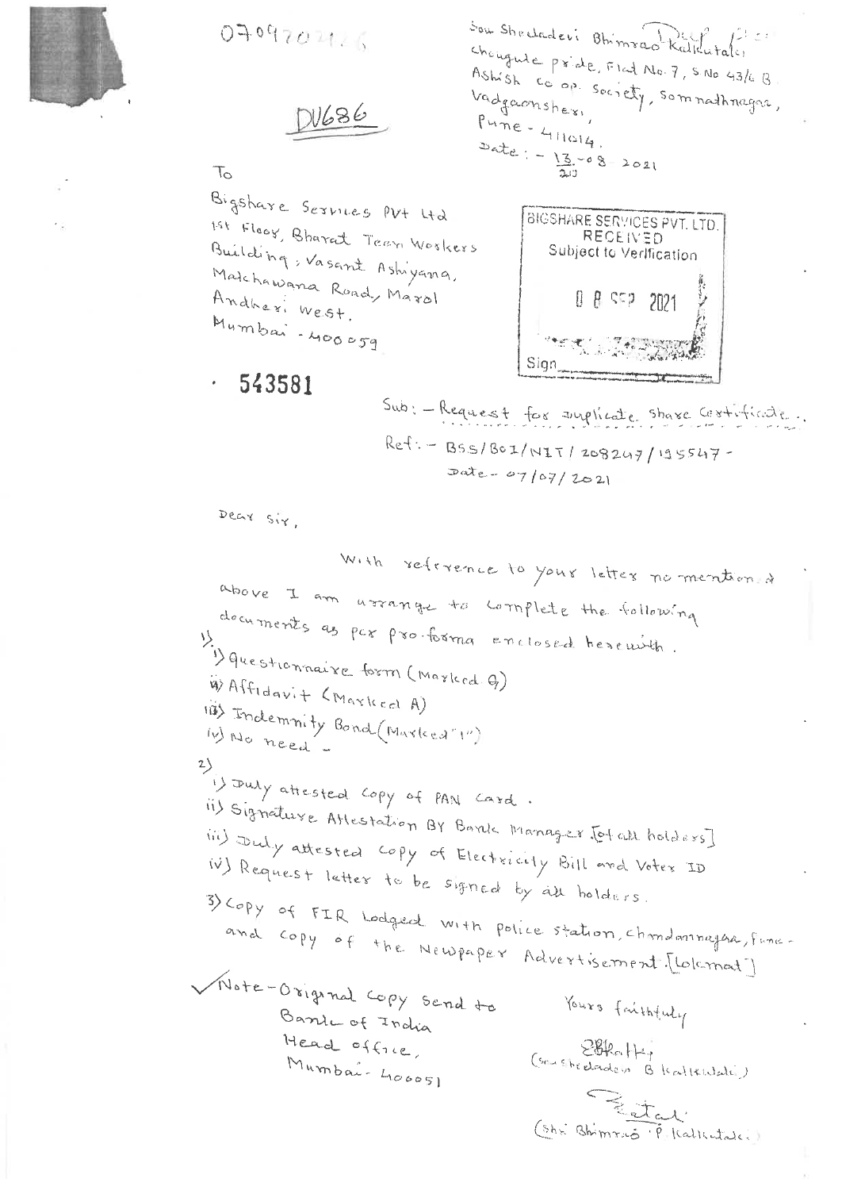0709702126

DV686

Sou Shreladevi Bhimrao Kalkutaki
Chougule pride, Flat No. 7, S No 43/6 B
Ashish co op. Society, Somnathnagar,
Vadgaonsheri,
Pune - 411014.
Date :- 13-08-2021

To

Bigshare Services Pvt Ltd
1st Floor, Bharat Tean Workers
Building; Vasant Ashiyana,
Makhawana Road, Marol
Andheri West.
Mumbai - 400059

BIGSHARE SERVICES PVT. LTD.
RECEIVED
Subject to Verification
08 SEP 2021
Sign

543581

Sub :- Request for duplicate share certificate.

Ref :- BSS/BOI/NIT/208247/155547 -
Date - 07/07/2021

Dear Sir,

With reference to your letter no mentioned above I am arrange to complete the following documents as per pro-forma enclosed herewith.

1)
i) Questionnaire form (Marked Q)
ii) Affidavit (Marked A)
iii) Indemnity Bond (Marked "I")
iv) No need -

2)
i) Duly attested copy of PAN card.
ii) Signature Attestation By Bank Manager [of all holders]
iii) Duly attested copy of Electricity Bill and Voter ID
iv) Request letter to be signed by all holders.

3) Copy of FIR lodged with police station, Chandannagar, Pune - and copy of the Newspaper Advertisement [Lokmat]

✓ Note - Original copy send to
Bank of India
Head office,
Mumbai - 400051

Yours faithfully

(Sou Shreladevi B Kalkutaki)

(Shri Bhimrao P Kalkutaki)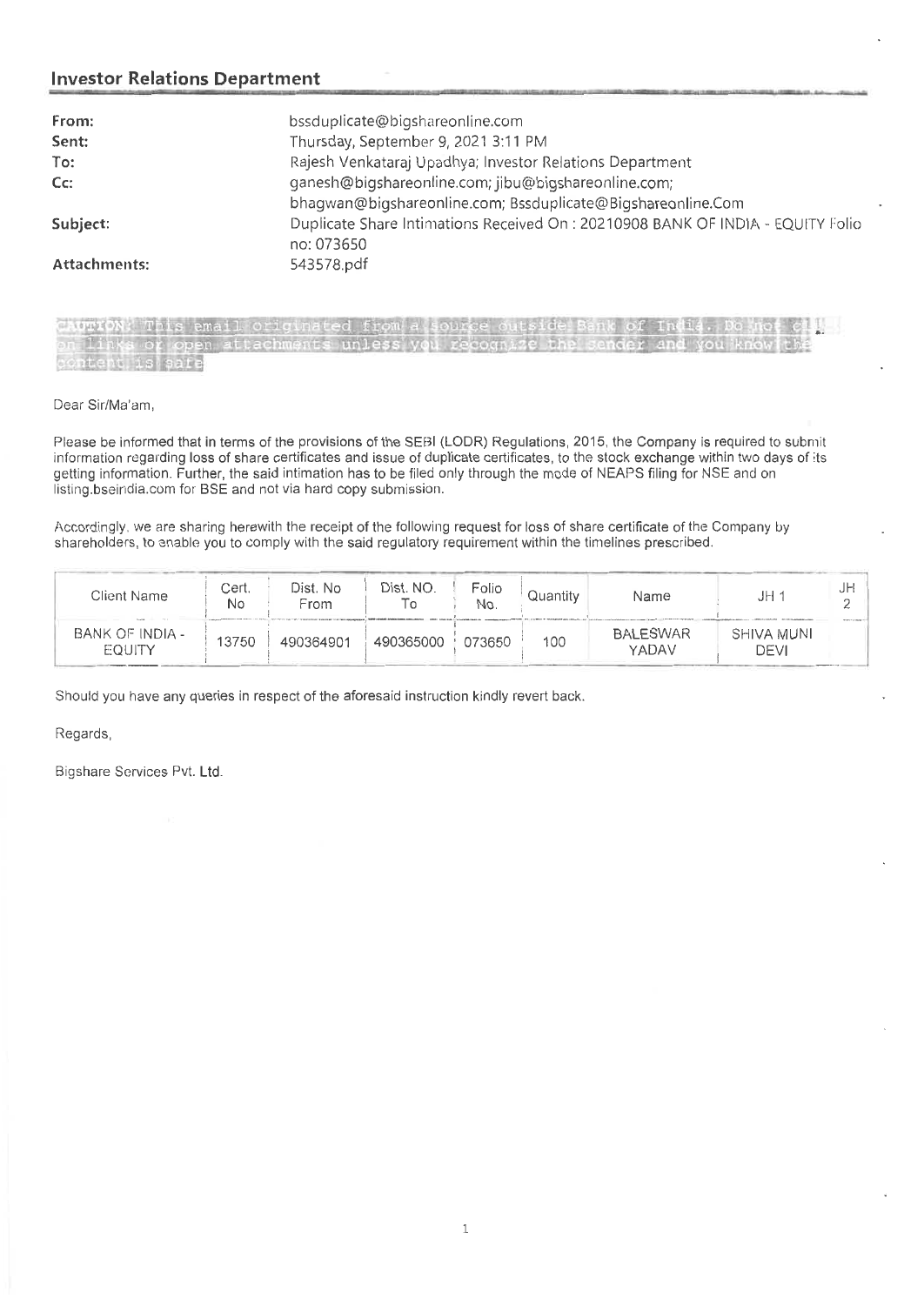## Investor Relations Department

| | |
|---|---|
| **From:** | bssduplicate@bigshareonline.com |
| **Sent:** | Thursday, September 9, 2021 3:11 PM |
| **To:** | Rajesh Venkataraj Upadhya; Investor Relations Department |
| **Cc:** | ganesh@bigshareonline.com; jibu@bigshareonline.com; bhagwan@bigshareonline.com; Bssduplicate@Bigshareonline.Com |
| **Subject:** | Duplicate Share Intimations Received On : 20210908 BANK OF INDIA - EQUITY Folio no: 073650 |
| **Attachments:** | 543578.pdf |

CAUTION: This email originated from a source outside Bank of India. Do not click on links or open attachments unless you recognize the sender and you know the content is safe

Dear Sir/Ma'am,

Please be informed that in terms of the provisions of the SEBI (LODR) Regulations, 2015, the Company is required to submit information regarding loss of share certificates and issue of duplicate certificates, to the stock exchange within two days of its getting information. Further, the said intimation has to be filed only through the mode of NEAPS filing for NSE and on listing.bseindia.com for BSE and not via hard copy submission.

Accordingly, we are sharing herewith the receipt of the following request for loss of share certificate of the Company by shareholders, to enable you to comply with the said regulatory requirement within the timelines prescribed.

| Client Name | Cert. No | Dist. No From | Dist. NO. To | Folio No. | Quantity | Name | JH 1 | JH 2 |
|---|---|---|---|---|---|---|---|---|
| BANK OF INDIA - EQUITY | 13750 | 490364901 | 490365000 | 073650 | 100 | BALESWAR YADAV | SHIVA MUNI DEVI | |

Should you have any queries in respect of the aforesaid instruction kindly revert back.

Regards,

Bigshare Services Pvt. Ltd.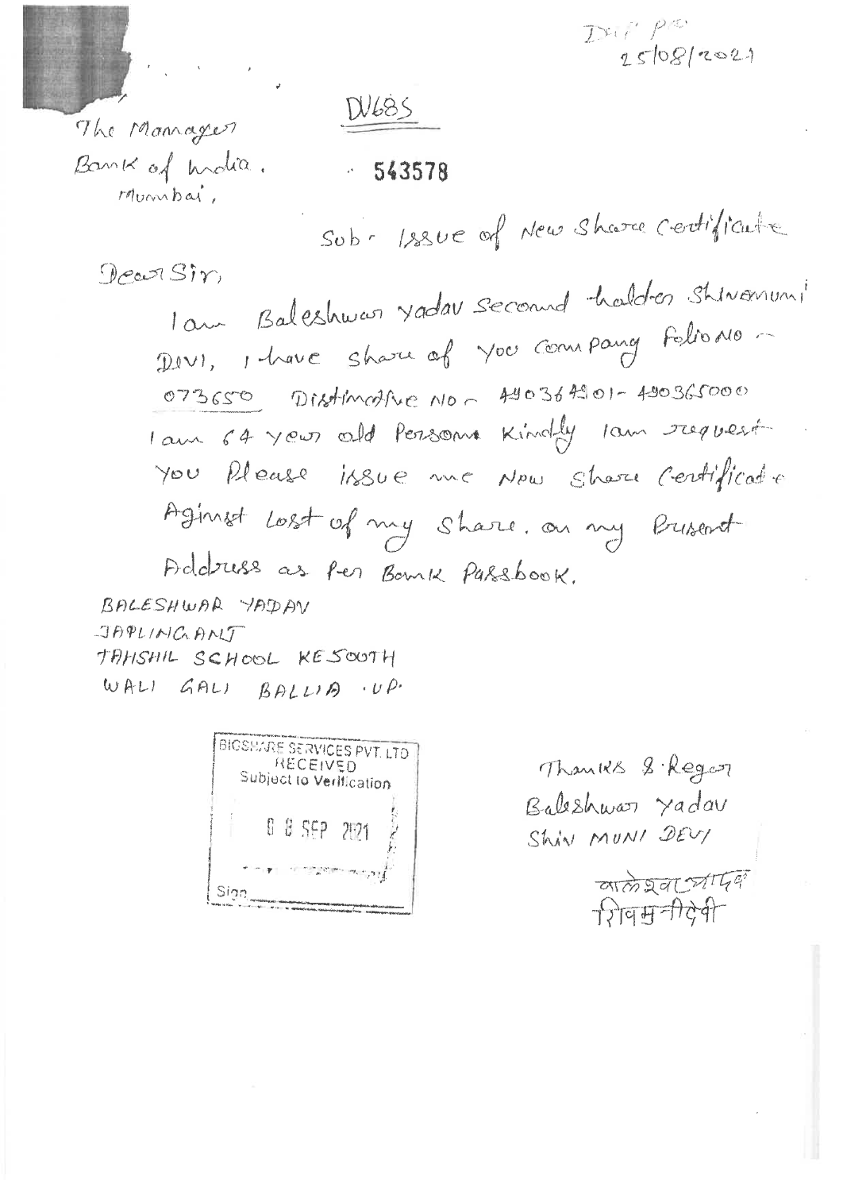Disp Pro
25/08/2021

DV685

The Manager
Bank of India.
Mumbai,

543578

Sub- Issue of New Share Certificate

Dear Sir,

I am Baleshwar Yadav second holder Shivmuni Devi, I have share of you company folio No - 073650 Distinctive No - 490364901- 490365000 I am 64 year old Persons Kindly I am request you Please issue me New Share Certificate Against Lost of my Share. on my Present Address as Per Bank Passbook.

BALESHWAR YADAV
JAPLINGANJ
TAHSHIL SCHOOL KE SOUTH
WALI GALI BALLIA .UP.

BIGSHARE SERVICES PVT. LTD
RECEIVED
Subject to Verification
08 SEP 2021
Sign

Thanks & Regard
Baleshwar Yadav
Shiv MUNI DEVI

बालेश्वर यादव
शिवमुनी देवी